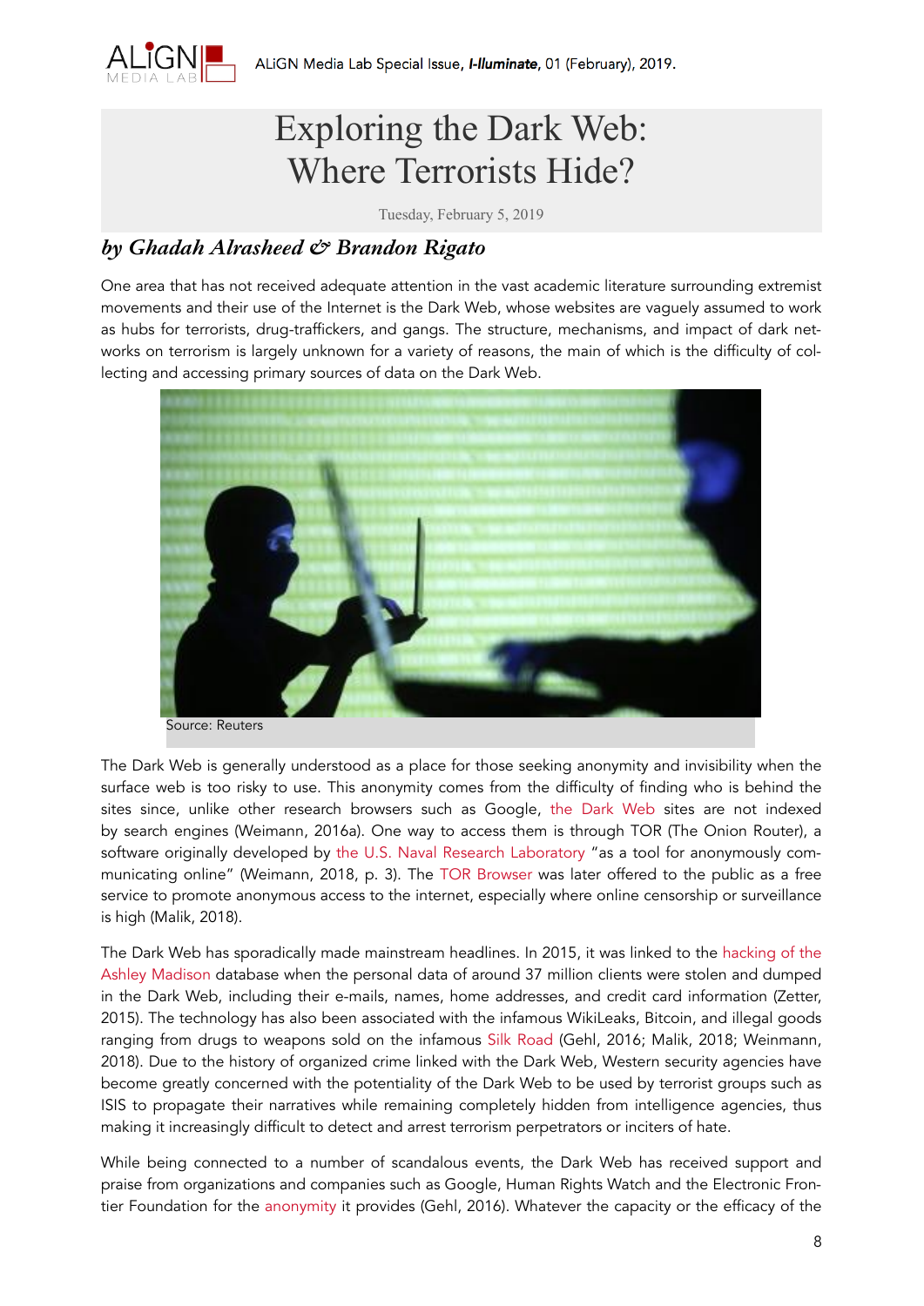# Exploring the Dark Web: Where Terrorists Hide?

Tuesday, February 5, 2019

## *by Ghadah Alrasheed & Brandon Rigato*

One area that has not received adequate attention in the vast academic literature surrounding extremist movements and their use of the Internet is the Dark Web, whose websites are vaguely assumed to work as hubs for terrorists, drug-traffickers, and gangs. The structure, mechanisms, and impact of dark networks on terrorism is largely unknown for a variety of reasons, the main of which is the difficulty of collecting and accessing primary sources of data on the Dark Web.

Source: Reuters

The Dark Web is generally understood as a place for those seeking anonymity and invisibility when the surface web is too risky to use. This anonymity comes from the difficulty of finding who is behind the sites since, unlike other research browsers such as Google, the Dark Web sites are not indexed by search engines (Weimann, 2016a). One way to access them is through TOR (The Onion Router), a software originally developed by the U.S. Naval Research Laboratory "as a tool for anonymously communicating online" (Weimann, 2018, p. 3). The TOR Browser was later offered to the public as a free service to promote anonymous access to the internet, especially where online censorship or surveillance is high (Malik, 2018).

The Dark Web has sporadically made mainstream headlines. In 2015, it was linked to the hacking of the Ashley Madison database when the personal data of around 37 million clients were stolen and dumped in the Dark Web, including their e-mails, names, home addresses, and credit card information (Zetter, 2015). The technology has also been associated with the infamous WikiLeaks, Bitcoin, and illegal goods ranging from drugs to weapons sold on the infamous Silk Road (Gehl, 2016; Malik, 2018; Weinmann, 2018). Due to the history of organized crime linked with the Dark Web, Western security agencies have become greatly concerned with the potentiality of the Dark Web to be used by terrorist groups such as ISIS to propagate their narratives while remaining completely hidden from intelligence agencies, thus making it increasingly difficult to detect and arrest terrorism perpetrators or inciters of hate.

While being connected to a number of scandalous events, the Dark Web has received support and praise from organizations and companies such as Google, Human Rights Watch and the Electronic Frontier Foundation for the anonymity it provides (Gehl, 2016). Whatever the capacity or the efficacy of the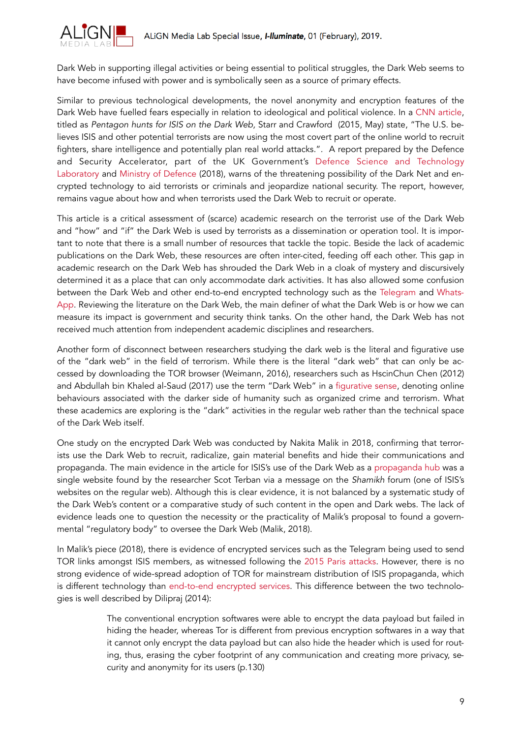Dark Web in supporting illegal activities or being essential to political struggles, the Dark Web seems to have become infused with power and is symbolically seen as a source of primary effects.

Similar to previous technological developments, the novel anonymity and encryption features of the Dark Web have fuelled fears especially in relation to ideological and political violence. In a CNN article, titled as *Pentagon hunts for ISIS on the Dark Web*, Starr and Crawford (2015, May) state, "The U.S. believes ISIS and other potential terrorists are now using the most covert part of the online world to recruit fighters, share intelligence and potentially plan real world attacks.". A report prepared by the Defence and Security Accelerator, part of the UK Government's Defence Science and Technology Laboratory and Ministry of Defence (2018), warns of the threatening possibility of the Dark Net and encrypted technology to aid terrorists or criminals and jeopardize national security. The report, however, remains vague about how and when terrorists used the Dark Web to recruit or operate.

This article is a critical assessment of (scarce) academic research on the terrorist use of the Dark Web and "how" and "if" the Dark Web is used by terrorists as a dissemination or operation tool. It is important to note that there is a small number of resources that tackle the topic. Beside the lack of academic publications on the Dark Web, these resources are often inter-cited, feeding off each other. This gap in academic research on the Dark Web has shrouded the Dark Web in a cloak of mystery and discursively determined it as a place that can only accommodate dark activities. It has also allowed some confusion between the Dark Web and other end-to-end encrypted technology such as the Telegram and WhatsApp. Reviewing the literature on the Dark Web, the main definer of what the Dark Web is or how we can measure its impact is government and security think tanks. On the other hand, the Dark Web has not received much attention from independent academic disciplines and researchers.

Another form of disconnect between researchers studying the dark web is the literal and figurative use of the "dark web" in the field of terrorism. While there is the literal "dark web" that can only be accessed by downloading the TOR browser (Weimann, 2016), researchers such as HscinChun Chen (2012) and Abdullah bin Khaled al-Saud (2017) use the term "Dark Web" in a figurative sense, denoting online behaviours associated with the darker side of humanity such as organized crime and terrorism. What these academics are exploring is the "dark" activities in the regular web rather than the technical space of the Dark Web itself.

One study on the encrypted Dark Web was conducted by Nakita Malik in 2018, confirming that terrorists use the Dark Web to recruit, radicalize, gain material benefits and hide their communications and propaganda. The main evidence in the article for ISIS's use of the Dark Web as a propaganda hub was a single website found by the researcher Scot Terban via a message on the *Shamikh* forum (one of ISIS's websites on the regular web). Although this is clear evidence, it is not balanced by a systematic study of the Dark Web's content or a comparative study of such content in the open and Dark webs. The lack of evidence leads one to question the necessity or the practicality of Malik's proposal to found a governmental "regulatory body" to oversee the Dark Web (Malik, 2018).

In Malik's piece (2018), there is evidence of encrypted services such as the Telegram being used to send TOR links amongst ISIS members, as witnessed following the 2015 Paris attacks. However, there is no strong evidence of wide-spread adoption of TOR for mainstream distribution of ISIS propaganda, which is different technology than end-to-end encrypted services. This difference between the two technologies is well described by Diliprаj (2014):

> The conventional encryption softwares were able to encrypt the data payload but failed in hiding the header, whereas Tor is different from previous encryption softwares in a way that it cannot only encrypt the data payload but can also hide the header which is used for routing, thus, erasing the cyber footprint of any communication and creating more privacy, security and anonymity for its users (p.130)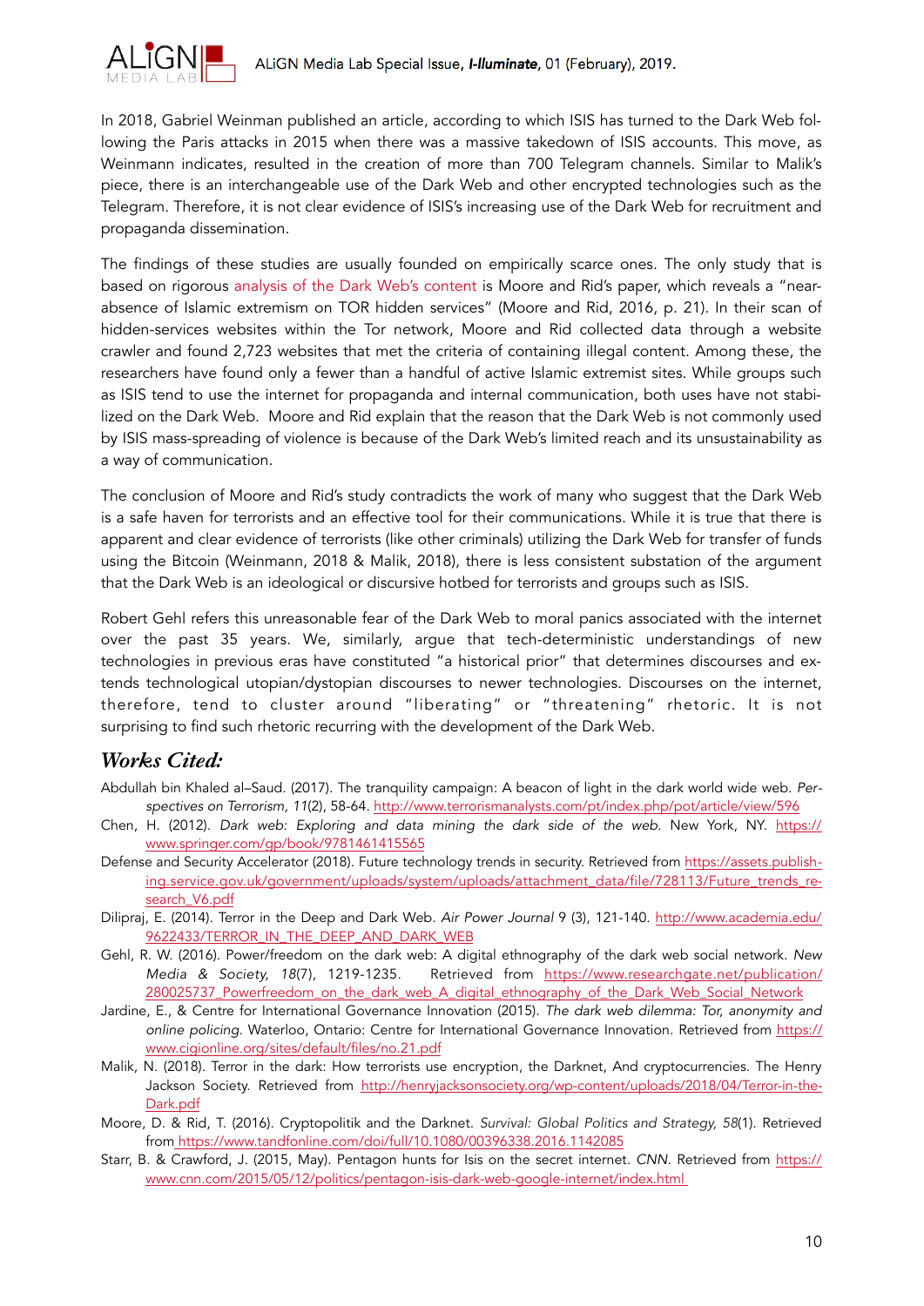In 2018, Gabriel Weinman published an article, according to which ISIS has turned to the Dark Web following the Paris attacks in 2015 when there was a massive takedown of ISIS accounts. This move, as Weinmann indicates, resulted in the creation of more than 700 Telegram channels. Similar to Malik's piece, there is an interchangeable use of the Dark Web and other encrypted technologies such as the Telegram. Therefore, it is not clear evidence of ISIS's increasing use of the Dark Web for recruitment and propaganda dissemination.

The findings of these studies are usually founded on empirically scarce ones. The only study that is based on rigorous analysis of the Dark Web's content is Moore and Rid's paper, which reveals a "near-absence of Islamic extremism on TOR hidden services" (Moore and Rid, 2016, p. 21). In their scan of hidden-services websites within the Tor network, Moore and Rid collected data through a website crawler and found 2,723 websites that met the criteria of containing illegal content. Among these, the researchers have found only a fewer than a handful of active Islamic extremist sites. While groups such as ISIS tend to use the internet for propaganda and internal communication, both uses have not stabilized on the Dark Web. Moore and Rid explain that the reason that the Dark Web is not commonly used by ISIS mass-spreading of violence is because of the Dark Web's limited reach and its unsustainability as a way of communication.

The conclusion of Moore and Rid's study contradicts the work of many who suggest that the Dark Web is a safe haven for terrorists and an effective tool for their communications. While it is true that there is apparent and clear evidence of terrorists (like other criminals) utilizing the Dark Web for transfer of funds using the Bitcoin (Weinmann, 2018 & Malik, 2018), there is less consistent substation of the argument that the Dark Web is an ideological or discursive hotbed for terrorists and groups such as ISIS.

Robert Gehl refers this unreasonable fear of the Dark Web to moral panics associated with the internet over the past 35 years. We, similarly, argue that tech-deterministic understandings of new technologies in previous eras have constituted "a historical prior" that determines discourses and extends technological utopian/dystopian discourses to newer technologies. Discourses on the internet, therefore, tend to cluster around "liberating" or "threatening" rhetoric. It is not surprising to find such rhetoric recurring with the development of the Dark Web.

## *Works Cited:*

Abdullah bin Khaled al–Saud. (2017). The tranquility campaign: A beacon of light in the dark world wide web. *Perspectives on Terrorism, 11*(2), 58-64. http://www.terrorismanalysts.com/pt/index.php/pot/article/view/596

Chen, H. (2012). *Dark web: Exploring and data mining the dark side of the web.* New York, NY. https://www.springer.com/gp/book/9781461415565

Defense and Security Accelerator (2018). Future technology trends in security. Retrieved from https://assets.publishing.service.gov.uk/government/uploads/system/uploads/attachment_data/file/728113/Future_trends_research_V6.pdf

Dilipraj, E. (2014). Terror in the Deep and Dark Web. *Air Power Journal* 9 (3), 121-140. http://www.academia.edu/9622433/TERROR_IN_THE_DEEP_AND_DARK_WEB

Gehl, R. W. (2016). Power/freedom on the dark web: A digital ethnography of the dark web social network. *New Media & Society, 18*(7), 1219-1235. Retrieved from https://www.researchgate.net/publication/280025737_Powerfreedom_on_the_dark_web_A_digital_ethnography_of_the_Dark_Web_Social_Network

Jardine, E., & Centre for International Governance Innovation (2015). *The dark web dilemma: Tor, anonymity and online policing.* Waterloo, Ontario: Centre for International Governance Innovation. Retrieved from https://www.cigionline.org/sites/default/files/no.21.pdf

Malik, N. (2018). Terror in the dark: How terrorists use encryption, the Darknet, And cryptocurrencies. The Henry Jackson Society. Retrieved from http://henryjacksonsociety.org/wp-content/uploads/2018/04/Terror-in-the-Dark.pdf

Moore, D. & Rid, T. (2016). Cryptopolitik and the Darknet. *Survival: Global Politics and Strategy, 58*(1). Retrieved from https://www.tandfonline.com/doi/full/10.1080/00396338.2016.1142085

Starr, B. & Crawford, J. (2015, May). Pentagon hunts for Isis on the secret internet. *CNN.* Retrieved from https://www.cnn.com/2015/05/12/politics/pentagon-isis-dark-web-google-internet/index.html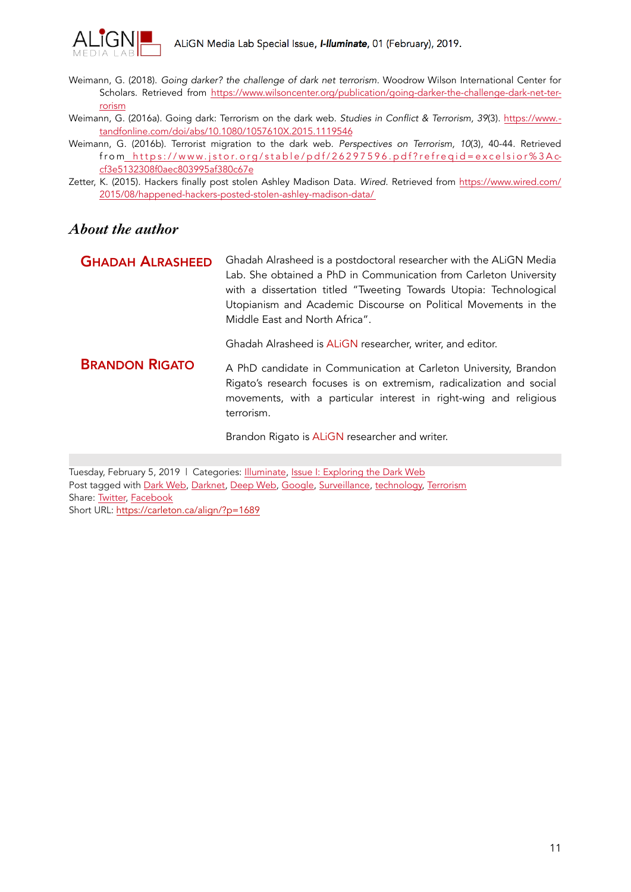Weimann, G. (2018). *Going darker? the challenge of dark net terrorism*. Woodrow Wilson International Center for Scholars. Retrieved from https://www.wilsoncenter.org/publication/going-darker-the-challenge-dark-net-terrorism

Weimann, G. (2016a). Going dark: Terrorism on the dark web. *Studies in Conflict & Terrorism, 39*(3). https://www.tandfonline.com/doi/abs/10.1080/1057610X.2015.1119546

Weimann, G. (2016b). Terrorist migration to the dark web. *Perspectives on Terrorism, 10*(3), 40-44. Retrieved from https://www.jstor.org/stable/pdf/26297596.pdf?refreqid=excelsior%3Accf3e5132308f0aec803995af380c67e

Zetter, K. (2015). Hackers finally post stolen Ashley Madison Data. *Wired.* Retrieved from https://www.wired.com/2015/08/happened-hackers-posted-stolen-ashley-madison-data/

## *About the author*

**GHADAH ALRASHEED**

Ghadah Alrasheed is a postdoctoral researcher with the ALiGN Media Lab. She obtained a PhD in Communication from Carleton University with a dissertation titled "Tweeting Towards Utopia: Technological Utopianism and Academic Discourse on Political Movements in the Middle East and North Africa".

Ghadah Alrasheed is ALiGN researcher, writer, and editor.

**BRANDON RIGATO**

A PhD candidate in Communication at Carleton University, Brandon Rigato's research focuses is on extremism, radicalization and social movements, with a particular interest in right-wing and religious terrorism.

Brandon Rigato is ALiGN researcher and writer.

Tuesday, February 5, 2019 | Categories: Illuminate, Issue I: Exploring the Dark Web
Post tagged with Dark Web, Darknet, Deep Web, Google, Surveillance, technology, Terrorism
Share: Twitter, Facebook
Short URL: https://carleton.ca/align/?p=1689